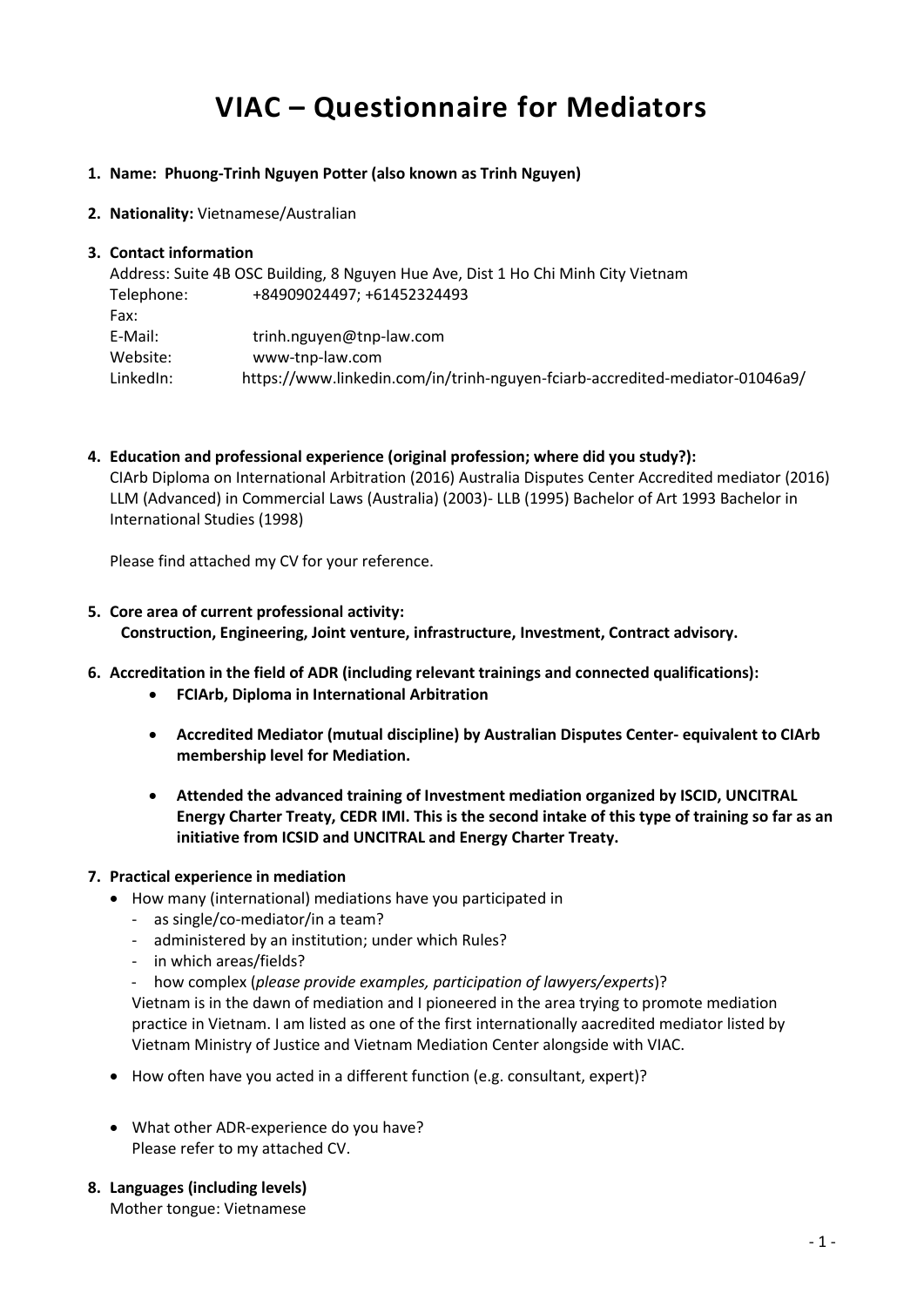# VIAC – Questionnaire for Mediators

1. **Name: Phuong-Trinh Nguyen Potter (also known as Trinh Nguyen)**

2. **Nationality:** Vietnamese/Australian

3. **Contact information**

   Address: Suite 4B OSC Building, 8 Nguyen Hue Ave, Dist 1 Ho Chi Minh City Vietnam
   Telephone: +84909024497; +61452324493
   Fax:
   E-Mail: trinh.nguyen@tnp-law.com
   Website: www-tnp-law.com
   LinkedIn: https://www.linkedin.com/in/trinh-nguyen-fciarb-accredited-mediator-01046a9/

4. **Education and professional experience (original profession; where did you study?):**

   CIArb Diploma on International Arbitration (2016) Australia Disputes Center Accredited mediator (2016) LLM (Advanced) in Commercial Laws (Australia) (2003)- LLB (1995) Bachelor of Art 1993 Bachelor in International Studies (1998)

   Please find attached my CV for your reference.

5. **Core area of current professional activity:**

   **Construction, Engineering, Joint venture, infrastructure, Investment, Contract advisory.**

6. **Accreditation in the field of ADR (including relevant trainings and connected qualifications):**

   - **FCIArb, Diploma in International Arbitration**
   - **Accredited Mediator (mutual discipline) by Australian Disputes Center- equivalent to CIArb membership level for Mediation.**
   - **Attended the advanced training of Investment mediation organized by ISCID, UNCITRAL Energy Charter Treaty, CEDR IMI. This is the second intake of this type of training so far as an initiative from ICSID and UNCITRAL and Energy Charter Treaty.**

7. **Practical experience in mediation**

   - How many (international) mediations have you participated in
     - as single/co-mediator/in a team?
     - administered by an institution; under which Rules?
     - in which areas/fields?
     - how complex (*please provide examples, participation of lawyers/experts*)?

     Vietnam is in the dawn of mediation and I pioneered in the area trying to promote mediation practice in Vietnam. I am listed as one of the first internationally aacredited mediator listed by Vietnam Ministry of Justice and Vietnam Mediation Center alongside with VIAC.

   - How often have you acted in a different function (e.g. consultant, expert)?
   - What other ADR-experience do you have?

     Please refer to my attached CV.

8. **Languages (including levels)**

   Mother tongue: Vietnamese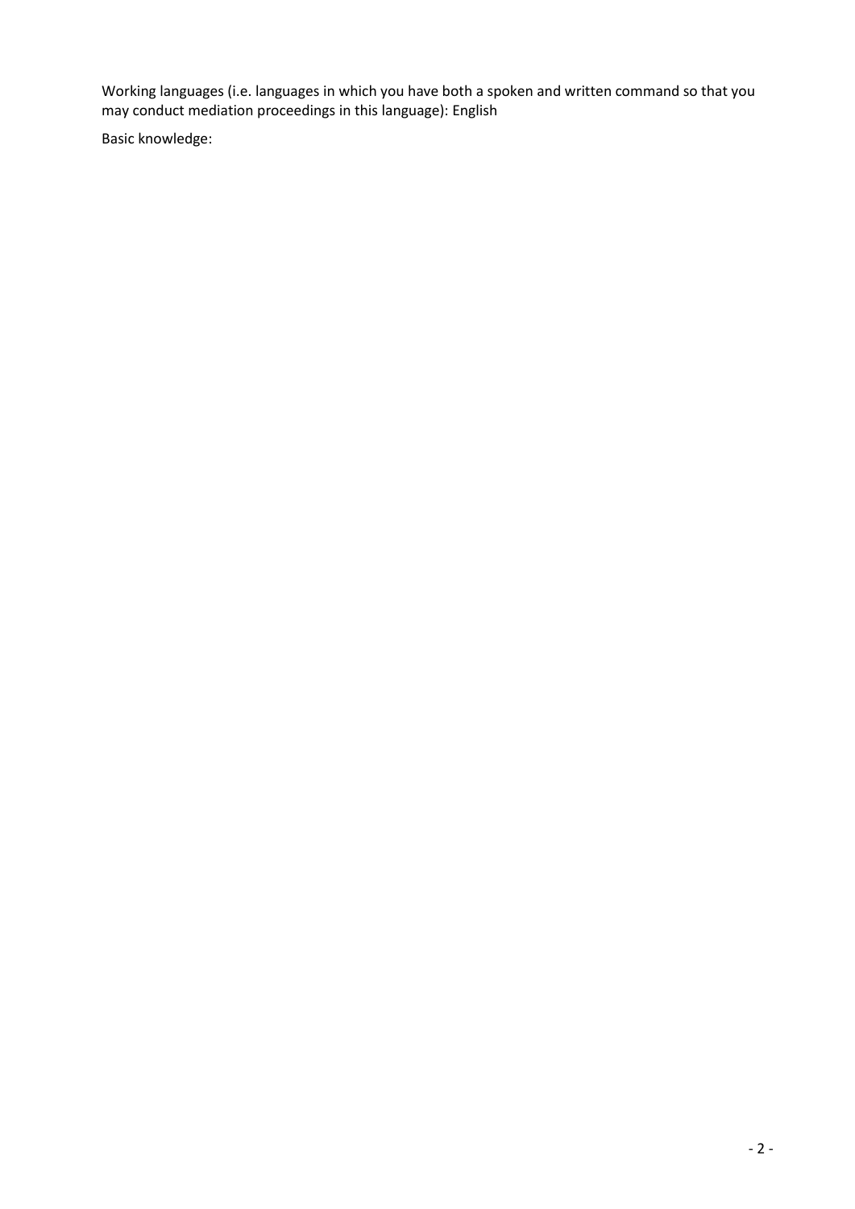Working languages (i.e. languages in which you have both a spoken and written command so that you may conduct mediation proceedings in this language): English

Basic knowledge: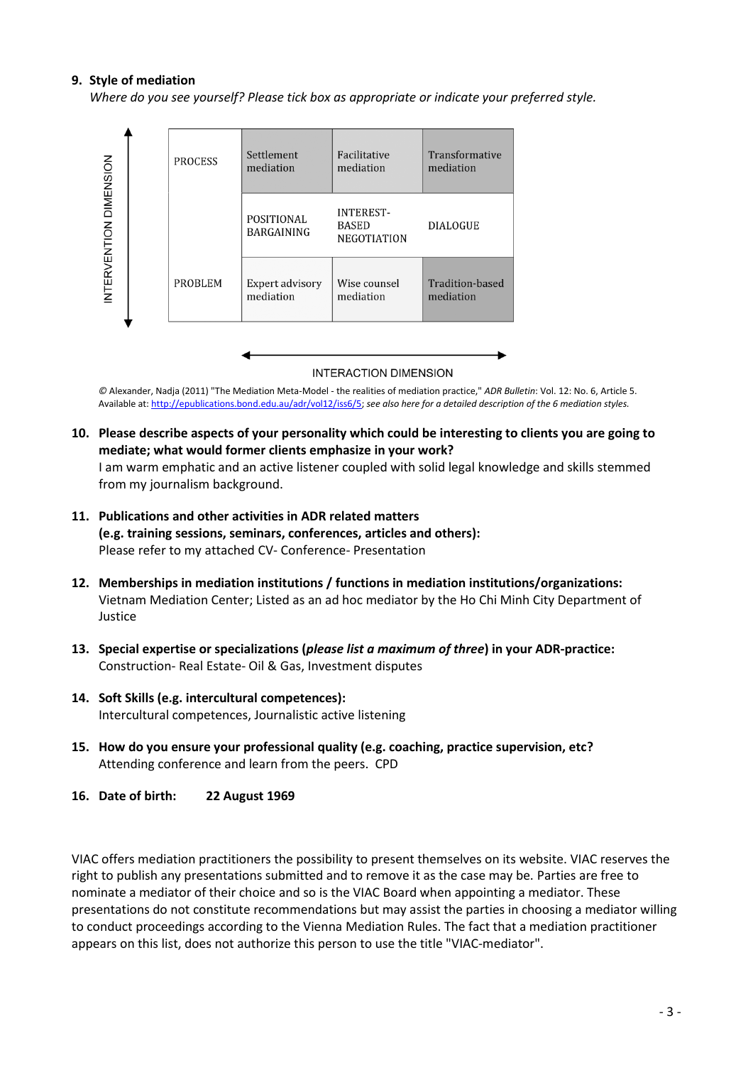**9. Style of mediation**

*Where do you see yourself? Please tick box as appropriate or indicate your preferred style.*

INTERVENTION DIMENSION

| | | | |
|---|---|---|---|
| PROCESS | Settlement mediation | Facilitative mediation | Transformative mediation |
| | POSITIONAL BARGAINING | INTEREST-BASED NEGOTIATION | DIALOGUE |
| PROBLEM | Expert advisory mediation | Wise counsel mediation | Tradition-based mediation |

INTERACTION DIMENSION

© Alexander, Nadja (2011) "The Mediation Meta-Model - the realities of mediation practice," *ADR Bulletin*: Vol. 12: No. 6, Article 5. Available at: http://epublications.bond.edu.au/adr/vol12/iss6/5; *see also here for a detailed description of the 6 mediation styles.*

**10. Please describe aspects of your personality which could be interesting to clients you are going to mediate; what would former clients emphasize in your work?**

I am warm emphatic and an active listener coupled with solid legal knowledge and skills stemmed from my journalism background.

**11. Publications and other activities in ADR related matters (e.g. training sessions, seminars, conferences, articles and others):**

Please refer to my attached CV- Conference- Presentation

**12. Memberships in mediation institutions / functions in mediation institutions/organizations:**

Vietnam Mediation Center; Listed as an ad hoc mediator by the Ho Chi Minh City Department of Justice

**13. Special expertise or specializations (*please list a maximum of three*) in your ADR-practice:**

Construction- Real Estate- Oil & Gas, Investment disputes

**14. Soft Skills (e.g. intercultural competences):**

Intercultural competences, Journalistic active listening

**15. How do you ensure your professional quality (e.g. coaching, practice supervision, etc?**

Attending conference and learn from the peers. CPD

**16. Date of birth: 22 August 1969**

VIAC offers mediation practitioners the possibility to present themselves on its website. VIAC reserves the right to publish any presentations submitted and to remove it as the case may be. Parties are free to nominate a mediator of their choice and so is the VIAC Board when appointing a mediator. These presentations do not constitute recommendations but may assist the parties in choosing a mediator willing to conduct proceedings according to the Vienna Mediation Rules. The fact that a mediation practitioner appears on this list, does not authorize this person to use the title "VIAC-mediator".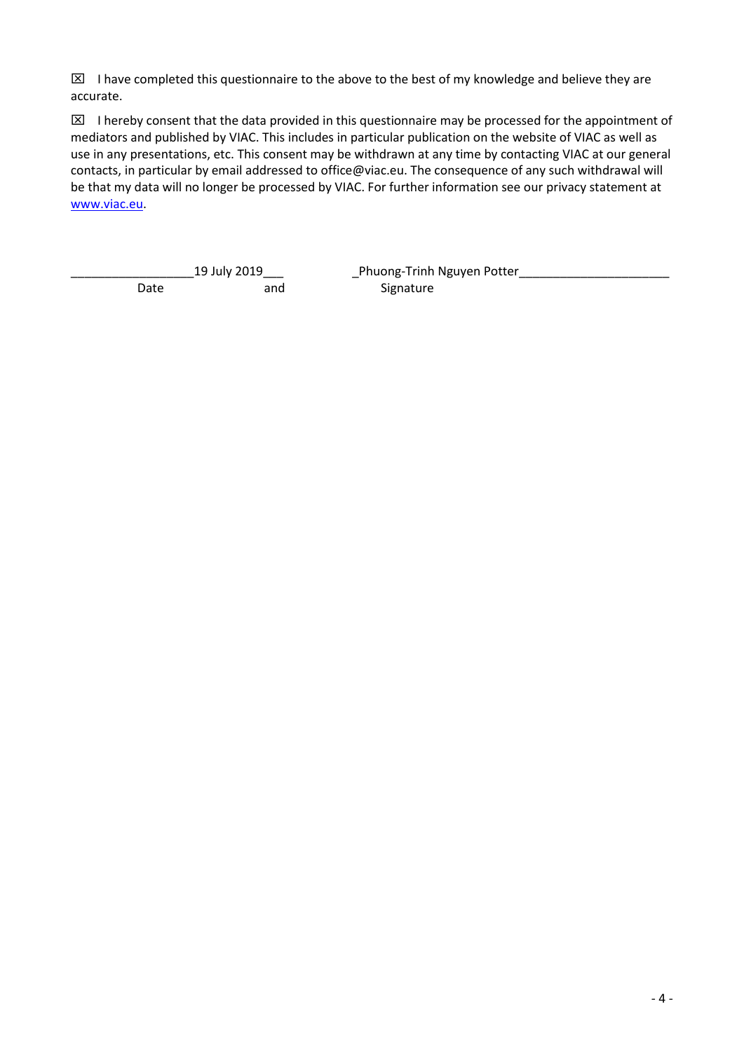☒ I have completed this questionnaire to the above to the best of my knowledge and believe they are accurate.

☒ I hereby consent that the data provided in this questionnaire may be processed for the appointment of mediators and published by VIAC. This includes in particular publication on the website of VIAC as well as use in any presentations, etc. This consent may be withdrawn at any time by contacting VIAC at our general contacts, in particular by email addressed to office@viac.eu. The consequence of any such withdrawal will be that my data will no longer be processed by VIAC. For further information see our privacy statement at [www.viac.eu](http://www.viac.eu).

__________________19 July 2019___ _Phuong-Trinh Nguyen Potter______________________

Date and Signature